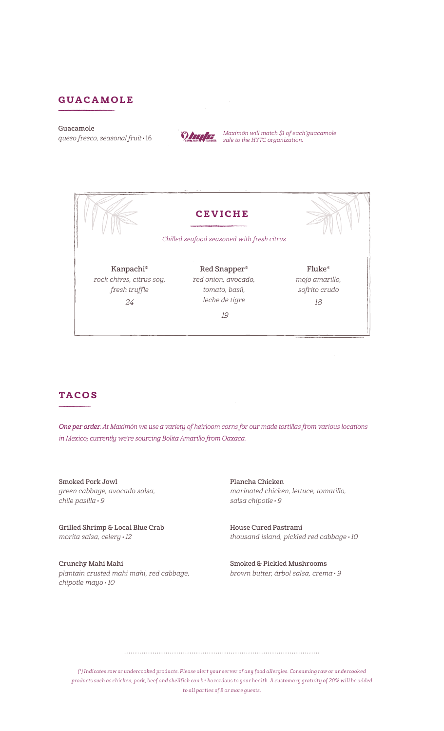## GUACAMOLE

**Guacamole**
*queso fresco, seasonal fruit* • 16

*Maximón will match $1 of each guacamole sale to the HYTC organization.*

## CEVICHE

*Chilled seafood seasoned with fresh citrus*

**Kanpachi***
*rock chives, citrus soy, fresh truffle*
*24*

**Red Snapper***
*red onion, avocado, tomato, basil, leche de tigre*
*19*

**Fluke***
*mojo amarillo, sofrito crudo*
*18*

## TACOS

***One per order.*** *At Maximón we use a variety of heirloom corns for our made tortillas from various locations in Mexico; currently we're sourcing Bolita Amarillo from Oaxaca.*

**Smoked Pork Jowl**
*green cabbage, avocado salsa, chile pasilla* • *9*

**Grilled Shrimp & Local Blue Crab**
*morita salsa, celery* • *12*

**Crunchy Mahi Mahi**
*plantain crusted mahi mahi, red cabbage, chipotle mayo* • *10*

**Plancha Chicken**
*marinated chicken, lettuce, tomatillo, salsa chipotle* • *9*

**House Cured Pastrami**
*thousand island, pickled red cabbage* • *10*

**Smoked & Pickled Mushrooms**
*brown butter, árbol salsa, crema* • *9*

*(*) Indicates raw or undercooked products. Please alert your server of any food allergies. Consuming raw or undercooked products such as chicken, pork, beef and shellfish can be hazardous to your health. A customary gratuity of 20% will be added to all parties of 8 or more guests.*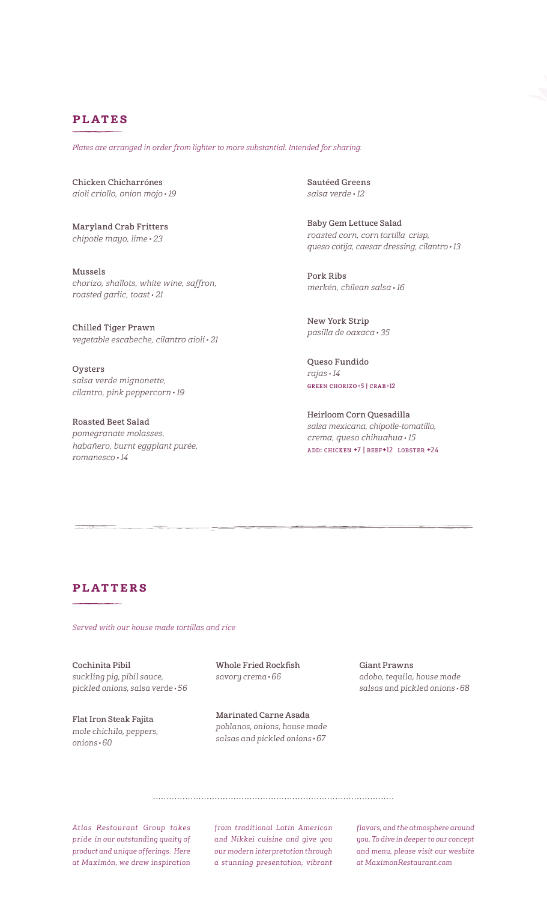## PLATES

*Plates are arranged in order from lighter to more substantial. Intended for sharing.*

**Chicken Chicharrónes**
*aioli criollo, onion mojo • 19*

**Maryland Crab Fritters**
*chipotle mayo, lime • 23*

**Mussels**
*chorizo, shallots, white wine, saffron, roasted garlic, toast • 21*

**Chilled Tiger Prawn**
*vegetable escabeche, cilantro aioli • 21*

**Oysters**
*salsa verde mignonette, cilantro, pink peppercorn • 19*

**Roasted Beet Salad**
*pomegranate molasses, habañero, burnt eggplant purée, romanesco • 14*

**Sautéed Greens**
*salsa verde • 12*

**Baby Gem Lettuce Salad**
*roasted corn, corn tortilla crisp, queso cotija, caesar dressing, cilantro • 13*

**Pork Ribs**
*merkén, chilean salsa • 16*

**New York Strip**
*pasilla de oaxaca • 35*

**Queso Fundido**
*rajas • 14*
GREEN CHORIZO +5 | CRAB +12

**Heirloom Corn Quesadilla**
*salsa mexicana, chipotle-tomatillo, crema, queso chihuahua • 15*
ADD: CHICKEN +7 | BEEF +12 LOBSTER +24

## PLATTERS

*Served with our house made tortillas and rice*

**Cochinita Pibil**
*suckling pig, pibil sauce, pickled onions, salsa verde • 56*

**Flat Iron Steak Fajita**
*mole chichilo, peppers, onions • 60*

**Whole Fried Rockfish**
*savory crema • 66*

**Marinated Carne Asada**
*poblanos, onions, house made salsas and pickled onions • 67*

**Giant Prawns**
*adobo, tequila, house made salsas and pickled onions • 68*

*Atlas Restaurant Group takes pride in our outstanding quaity of product and unique offerings. Here at Maximón, we draw inspiration from traditional Latin American and Nikkei cuisine and give you our modern interpretation through a stunning presentation, vibrant flavors, and the atmosphere around you. To dive in deeper to our concept and menu, please visit our wesbite at MaximonRestaurant.com*